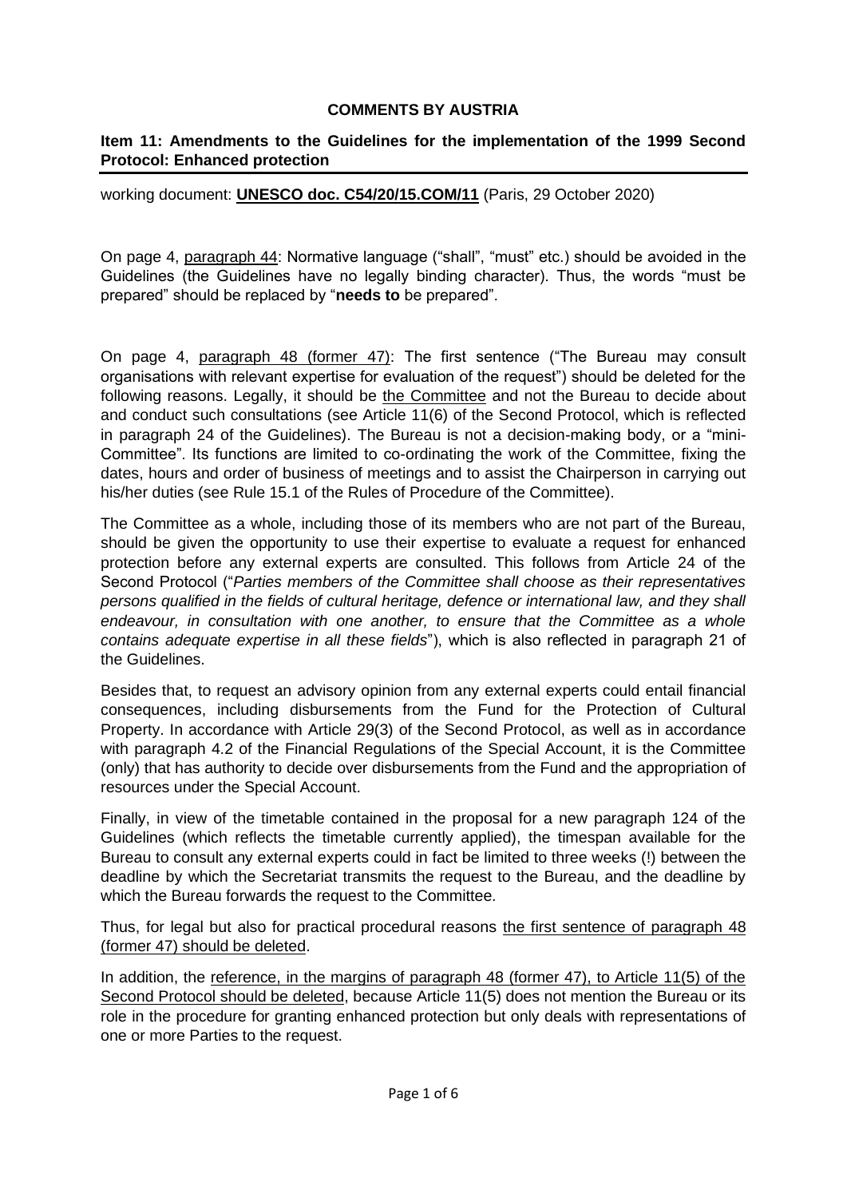**COMMENTS BY AUSTRIA**

**Item 11: Amendments to the Guidelines for the implementation of the 1999 Second Protocol: Enhanced protection**

working document: **UNESCO doc. C54/20/15.COM/11** (Paris, 29 October 2020)

On page 4, paragraph 44: Normative language ("shall", "must" etc.) should be avoided in the Guidelines (the Guidelines have no legally binding character). Thus, the words "must be prepared" should be replaced by "**needs to** be prepared".

On page 4, paragraph 48 (former 47): The first sentence ("The Bureau may consult organisations with relevant expertise for evaluation of the request") should be deleted for the following reasons. Legally, it should be the Committee and not the Bureau to decide about and conduct such consultations (see Article 11(6) of the Second Protocol, which is reflected in paragraph 24 of the Guidelines). The Bureau is not a decision-making body, or a "mini-Committee". Its functions are limited to co-ordinating the work of the Committee, fixing the dates, hours and order of business of meetings and to assist the Chairperson in carrying out his/her duties (see Rule 15.1 of the Rules of Procedure of the Committee).

The Committee as a whole, including those of its members who are not part of the Bureau, should be given the opportunity to use their expertise to evaluate a request for enhanced protection before any external experts are consulted. This follows from Article 24 of the Second Protocol ("*Parties members of the Committee shall choose as their representatives persons qualified in the fields of cultural heritage, defence or international law, and they shall endeavour, in consultation with one another, to ensure that the Committee as a whole contains adequate expertise in all these fields*"), which is also reflected in paragraph 21 of the Guidelines.

Besides that, to request an advisory opinion from any external experts could entail financial consequences, including disbursements from the Fund for the Protection of Cultural Property. In accordance with Article 29(3) of the Second Protocol, as well as in accordance with paragraph 4.2 of the Financial Regulations of the Special Account, it is the Committee (only) that has authority to decide over disbursements from the Fund and the appropriation of resources under the Special Account.

Finally, in view of the timetable contained in the proposal for a new paragraph 124 of the Guidelines (which reflects the timetable currently applied), the timespan available for the Bureau to consult any external experts could in fact be limited to three weeks (!) between the deadline by which the Secretariat transmits the request to the Bureau, and the deadline by which the Bureau forwards the request to the Committee.

Thus, for legal but also for practical procedural reasons the first sentence of paragraph 48 (former 47) should be deleted.

In addition, the reference, in the margins of paragraph 48 (former 47), to Article 11(5) of the Second Protocol should be deleted, because Article 11(5) does not mention the Bureau or its role in the procedure for granting enhanced protection but only deals with representations of one or more Parties to the request.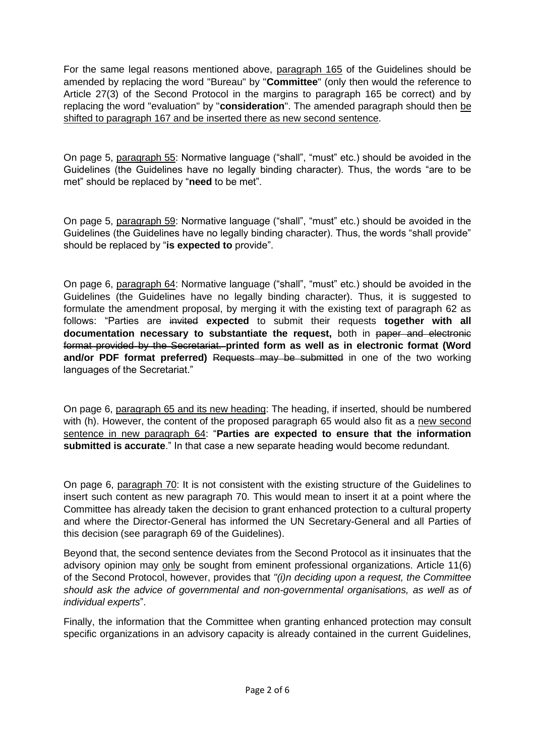For the same legal reasons mentioned above, <u>paragraph 165</u> of the Guidelines should be amended by replacing the word "Bureau" by "**Committee**" (only then would the reference to Article 27(3) of the Second Protocol in the margins to paragraph 165 be correct) and by replacing the word "evaluation" by "**consideration**". The amended paragraph should then <u>be shifted to paragraph 167 and be inserted there as new second sentence</u>.

On page 5, <u>paragraph 55</u>: Normative language ("shall", "must" etc.) should be avoided in the Guidelines (the Guidelines have no legally binding character). Thus, the words "are to be met" should be replaced by "**need** to be met".

On page 5, <u>paragraph 59</u>: Normative language ("shall", "must" etc.) should be avoided in the Guidelines (the Guidelines have no legally binding character). Thus, the words "shall provide" should be replaced by "**is expected to** provide".

On page 6, <u>paragraph 64</u>: Normative language ("shall", "must" etc.) should be avoided in the Guidelines (the Guidelines have no legally binding character). Thus, it is suggested to formulate the amendment proposal, by merging it with the existing text of paragraph 62 as follows: "Parties are ~~invited~~ **expected** to submit their requests **together with all documentation necessary to substantiate the request,** both in ~~paper and electronic format provided by the Secretariat.~~ **printed form as well as in electronic format (Word and/or PDF format preferred)** ~~Requests may be submitted~~ in one of the two working languages of the Secretariat."

On page 6, <u>paragraph 65 and its new heading</u>: The heading, if inserted, should be numbered with (h). However, the content of the proposed paragraph 65 would also fit as a <u>new second sentence in new paragraph 64</u>: "**Parties are expected to ensure that the information submitted is accurate**." In that case a new separate heading would become redundant.

On page 6, <u>paragraph 70</u>: It is not consistent with the existing structure of the Guidelines to insert such content as new paragraph 70. This would mean to insert it at a point where the Committee has already taken the decision to grant enhanced protection to a cultural property and where the Director-General has informed the UN Secretary-General and all Parties of this decision (see paragraph 69 of the Guidelines).

Beyond that, the second sentence deviates from the Second Protocol as it insinuates that the advisory opinion may <u>only</u> be sought from eminent professional organizations. Article 11(6) of the Second Protocol, however, provides that *"(i)n deciding upon a request, the Committee should ask the advice of governmental and non-governmental organisations, as well as of individual experts*".

Finally, the information that the Committee when granting enhanced protection may consult specific organizations in an advisory capacity is already contained in the current Guidelines,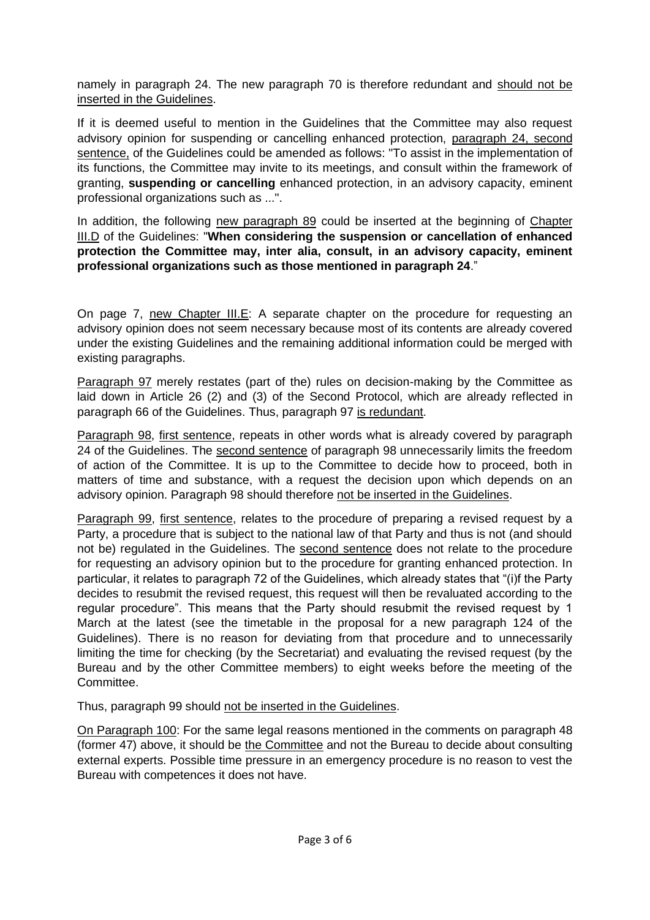namely in paragraph 24. The new paragraph 70 is therefore redundant and should not be inserted in the Guidelines.

If it is deemed useful to mention in the Guidelines that the Committee may also request advisory opinion for suspending or cancelling enhanced protection, paragraph 24, second sentence, of the Guidelines could be amended as follows: "To assist in the implementation of its functions, the Committee may invite to its meetings, and consult within the framework of granting, **suspending or cancelling** enhanced protection, in an advisory capacity, eminent professional organizations such as ...".

In addition, the following new paragraph 89 could be inserted at the beginning of Chapter III.D of the Guidelines: "**When considering the suspension or cancellation of enhanced protection the Committee may, inter alia, consult, in an advisory capacity, eminent professional organizations such as those mentioned in paragraph 24**."

On page 7, new Chapter III.E: A separate chapter on the procedure for requesting an advisory opinion does not seem necessary because most of its contents are already covered under the existing Guidelines and the remaining additional information could be merged with existing paragraphs.

Paragraph 97 merely restates (part of the) rules on decision-making by the Committee as laid down in Article 26 (2) and (3) of the Second Protocol, which are already reflected in paragraph 66 of the Guidelines. Thus, paragraph 97 is redundant.

Paragraph 98, first sentence, repeats in other words what is already covered by paragraph 24 of the Guidelines. The second sentence of paragraph 98 unnecessarily limits the freedom of action of the Committee. It is up to the Committee to decide how to proceed, both in matters of time and substance, with a request the decision upon which depends on an advisory opinion. Paragraph 98 should therefore not be inserted in the Guidelines.

Paragraph 99, first sentence, relates to the procedure of preparing a revised request by a Party, a procedure that is subject to the national law of that Party and thus is not (and should not be) regulated in the Guidelines. The second sentence does not relate to the procedure for requesting an advisory opinion but to the procedure for granting enhanced protection. In particular, it relates to paragraph 72 of the Guidelines, which already states that "(i)f the Party decides to resubmit the revised request, this request will then be revaluated according to the regular procedure". This means that the Party should resubmit the revised request by 1 March at the latest (see the timetable in the proposal for a new paragraph 124 of the Guidelines). There is no reason for deviating from that procedure and to unnecessarily limiting the time for checking (by the Secretariat) and evaluating the revised request (by the Bureau and by the other Committee members) to eight weeks before the meeting of the Committee.

Thus, paragraph 99 should not be inserted in the Guidelines.

On Paragraph 100: For the same legal reasons mentioned in the comments on paragraph 48 (former 47) above, it should be the Committee and not the Bureau to decide about consulting external experts. Possible time pressure in an emergency procedure is no reason to vest the Bureau with competences it does not have.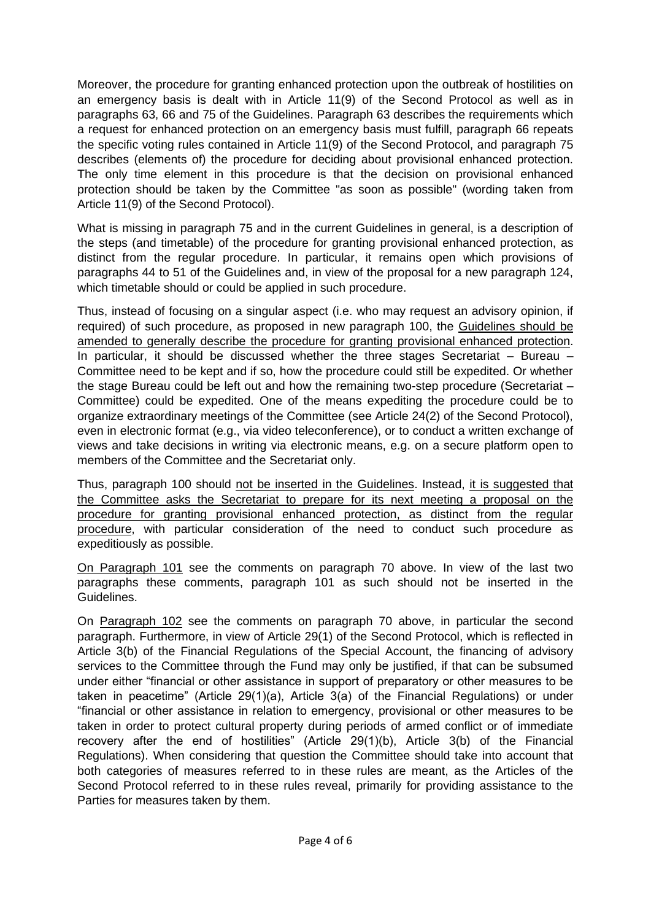Moreover, the procedure for granting enhanced protection upon the outbreak of hostilities on an emergency basis is dealt with in Article 11(9) of the Second Protocol as well as in paragraphs 63, 66 and 75 of the Guidelines. Paragraph 63 describes the requirements which a request for enhanced protection on an emergency basis must fulfill, paragraph 66 repeats the specific voting rules contained in Article 11(9) of the Second Protocol, and paragraph 75 describes (elements of) the procedure for deciding about provisional enhanced protection. The only time element in this procedure is that the decision on provisional enhanced protection should be taken by the Committee "as soon as possible" (wording taken from Article 11(9) of the Second Protocol).

What is missing in paragraph 75 and in the current Guidelines in general, is a description of the steps (and timetable) of the procedure for granting provisional enhanced protection, as distinct from the regular procedure. In particular, it remains open which provisions of paragraphs 44 to 51 of the Guidelines and, in view of the proposal for a new paragraph 124, which timetable should or could be applied in such procedure.

Thus, instead of focusing on a singular aspect (i.e. who may request an advisory opinion, if required) of such procedure, as proposed in new paragraph 100, the <u>Guidelines should be amended to generally describe the procedure for granting provisional enhanced protection</u>. In particular, it should be discussed whether the three stages Secretariat – Bureau – Committee need to be kept and if so, how the procedure could still be expedited. Or whether the stage Bureau could be left out and how the remaining two-step procedure (Secretariat – Committee) could be expedited. One of the means expediting the procedure could be to organize extraordinary meetings of the Committee (see Article 24(2) of the Second Protocol), even in electronic format (e.g., via video teleconference), or to conduct a written exchange of views and take decisions in writing via electronic means, e.g. on a secure platform open to members of the Committee and the Secretariat only.

Thus, paragraph 100 should <u>not be inserted in the Guidelines</u>. Instead, <u>it is suggested that the Committee asks the Secretariat to prepare for its next meeting a proposal on the procedure for granting provisional enhanced protection, as distinct from the regular procedure</u>, with particular consideration of the need to conduct such procedure as expeditiously as possible.

<u>On Paragraph 101</u> see the comments on paragraph 70 above. In view of the last two paragraphs these comments, paragraph 101 as such should not be inserted in the Guidelines.

On <u>Paragraph 102</u> see the comments on paragraph 70 above, in particular the second paragraph. Furthermore, in view of Article 29(1) of the Second Protocol, which is reflected in Article 3(b) of the Financial Regulations of the Special Account, the financing of advisory services to the Committee through the Fund may only be justified, if that can be subsumed under either "financial or other assistance in support of preparatory or other measures to be taken in peacetime" (Article 29(1)(a), Article 3(a) of the Financial Regulations) or under "financial or other assistance in relation to emergency, provisional or other measures to be taken in order to protect cultural property during periods of armed conflict or of immediate recovery after the end of hostilities" (Article 29(1)(b), Article 3(b) of the Financial Regulations). When considering that question the Committee should take into account that both categories of measures referred to in these rules are meant, as the Articles of the Second Protocol referred to in these rules reveal, primarily for providing assistance to the Parties for measures taken by them.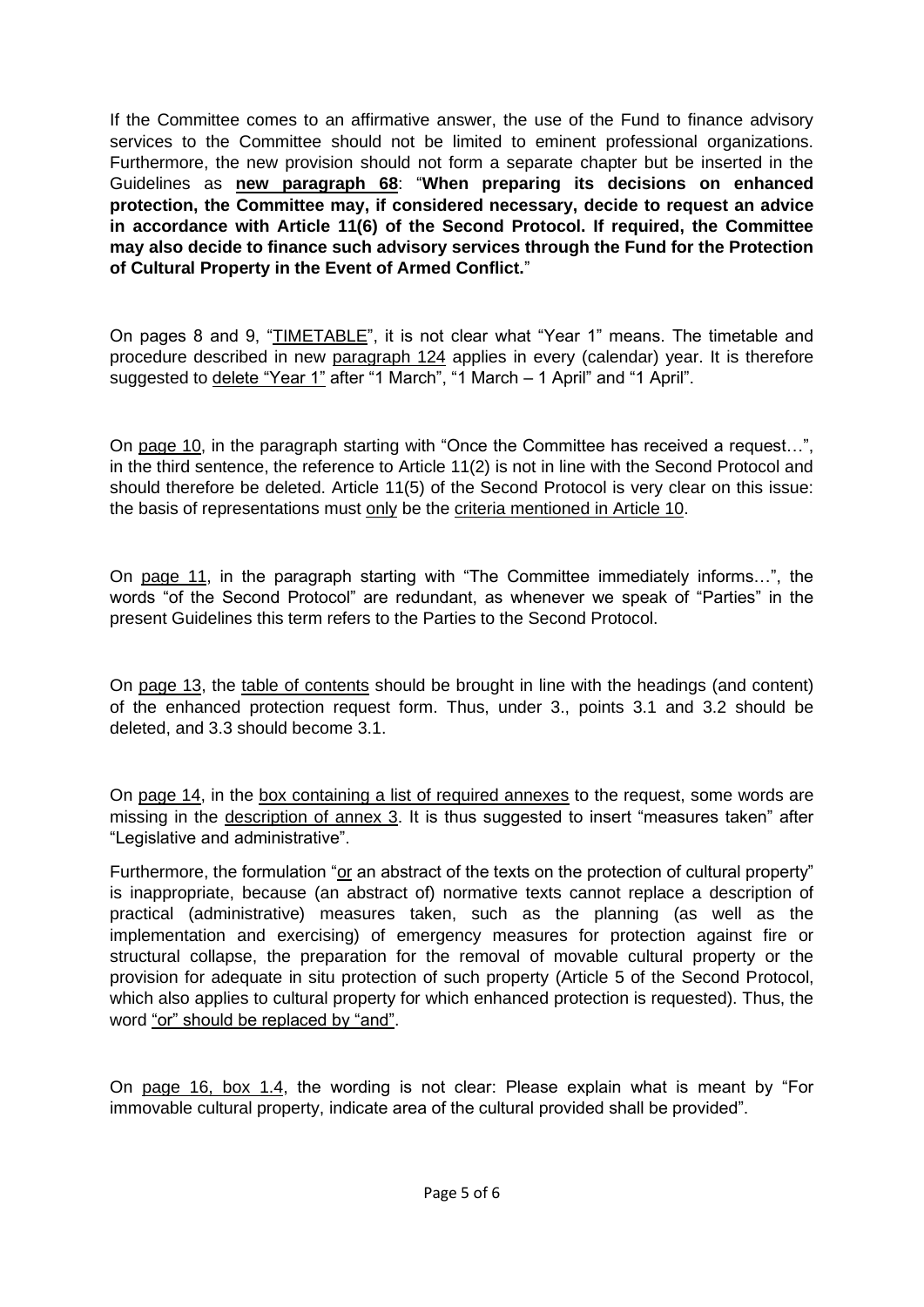If the Committee comes to an affirmative answer, the use of the Fund to finance advisory services to the Committee should not be limited to eminent professional organizations. Furthermore, the new provision should not form a separate chapter but be inserted in the Guidelines as **new paragraph 68**: "**When preparing its decisions on enhanced protection, the Committee may, if considered necessary, decide to request an advice in accordance with Article 11(6) of the Second Protocol. If required, the Committee may also decide to finance such advisory services through the Fund for the Protection of Cultural Property in the Event of Armed Conflict.**"

On pages 8 and 9, "TIMETABLE", it is not clear what "Year 1" means. The timetable and procedure described in new paragraph 124 applies in every (calendar) year. It is therefore suggested to delete "Year 1" after "1 March", "1 March – 1 April" and "1 April".

On page 10, in the paragraph starting with "Once the Committee has received a request…", in the third sentence, the reference to Article 11(2) is not in line with the Second Protocol and should therefore be deleted. Article 11(5) of the Second Protocol is very clear on this issue: the basis of representations must only be the criteria mentioned in Article 10.

On page 11, in the paragraph starting with "The Committee immediately informs…", the words "of the Second Protocol" are redundant, as whenever we speak of "Parties" in the present Guidelines this term refers to the Parties to the Second Protocol.

On page 13, the table of contents should be brought in line with the headings (and content) of the enhanced protection request form. Thus, under 3., points 3.1 and 3.2 should be deleted, and 3.3 should become 3.1.

On page 14, in the box containing a list of required annexes to the request, some words are missing in the description of annex 3. It is thus suggested to insert "measures taken" after "Legislative and administrative".

Furthermore, the formulation "or an abstract of the texts on the protection of cultural property" is inappropriate, because (an abstract of) normative texts cannot replace a description of practical (administrative) measures taken, such as the planning (as well as the implementation and exercising) of emergency measures for protection against fire or structural collapse, the preparation for the removal of movable cultural property or the provision for adequate in situ protection of such property (Article 5 of the Second Protocol, which also applies to cultural property for which enhanced protection is requested). Thus, the word "or" should be replaced by "and".

On page 16, box 1.4, the wording is not clear: Please explain what is meant by "For immovable cultural property, indicate area of the cultural provided shall be provided".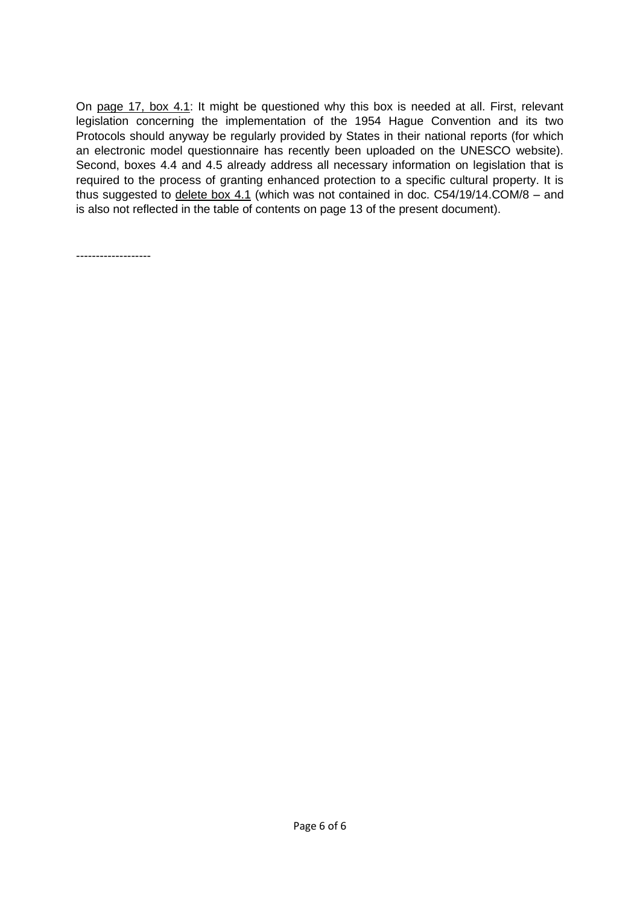On page 17, box 4.1: It might be questioned why this box is needed at all. First, relevant legislation concerning the implementation of the 1954 Hague Convention and its two Protocols should anyway be regularly provided by States in their national reports (for which an electronic model questionnaire has recently been uploaded on the UNESCO website). Second, boxes 4.4 and 4.5 already address all necessary information on legislation that is required to the process of granting enhanced protection to a specific cultural property. It is thus suggested to delete box 4.1 (which was not contained in doc. C54/19/14.COM/8 – and is also not reflected in the table of contents on page 13 of the present document).

-------------------